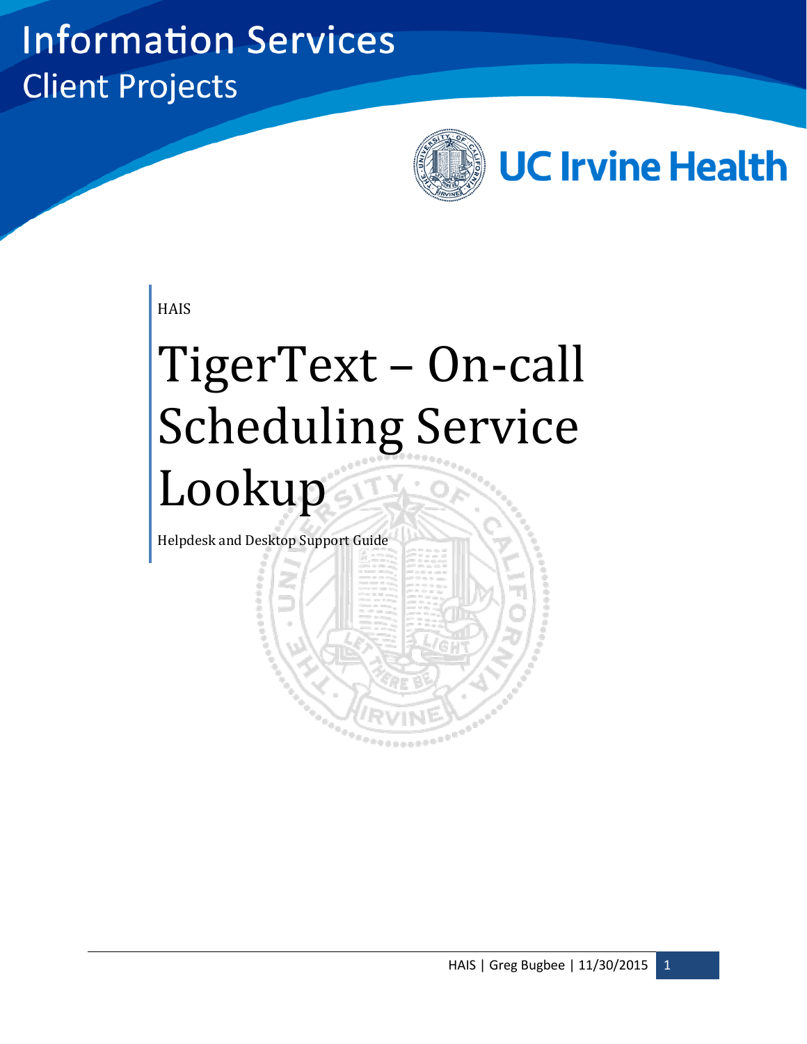Information Services
Client Projects

UC Irvine Health

HAIS

# TigerText – On-call Scheduling Service Lookup

Helpdesk and Desktop Support Guide

HAIS | Greg Bugbee | 11/30/2015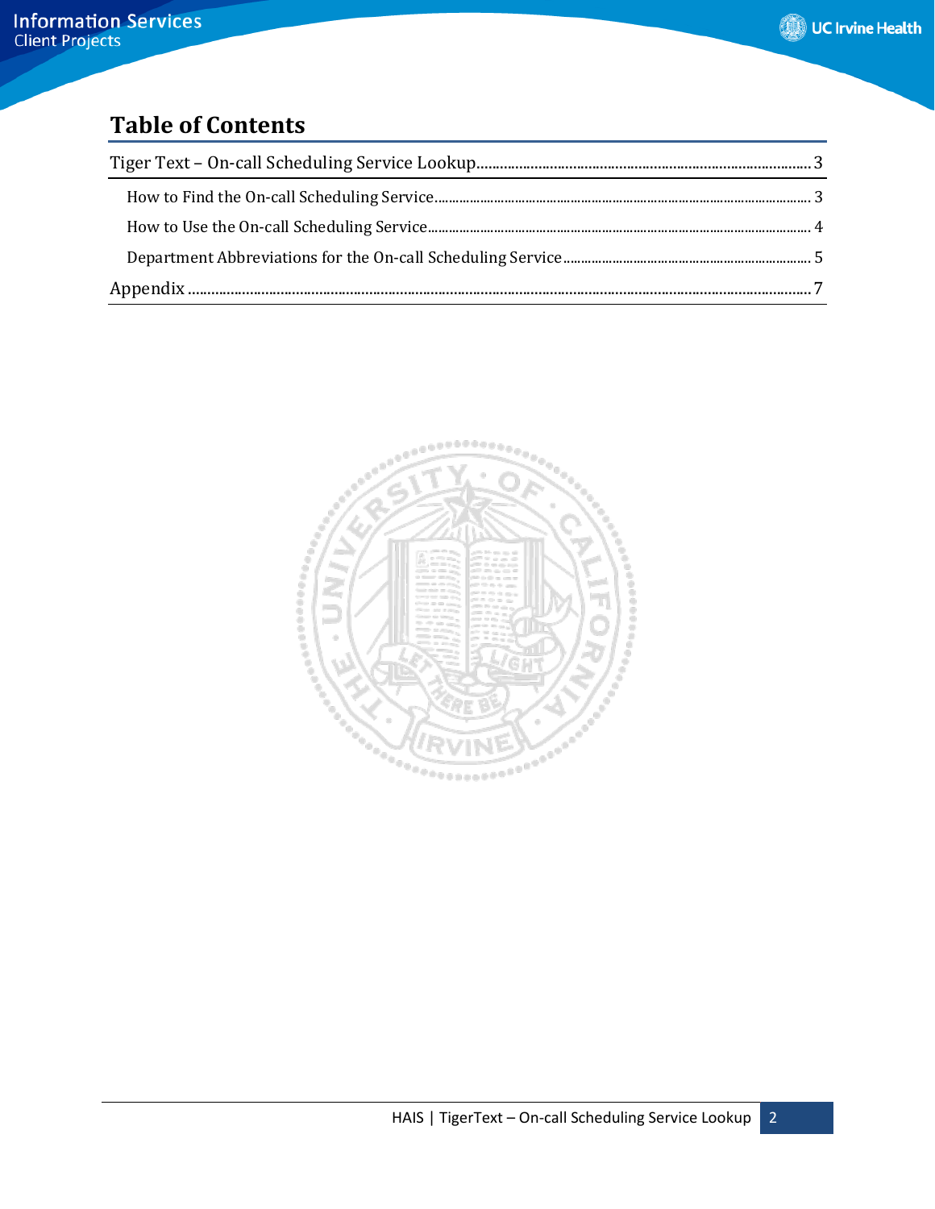# Table of Contents

Tiger Text – On-call Scheduling Service Lookup........................................................................................3

- How to Find the On-call Scheduling Service........................................................................................ 3
- How to Use the On-call Scheduling Service......................................................................................... 4
- Department Abbreviations for the On-call Scheduling Service........................................................... 5

Appendix ........................................................................................................................................................7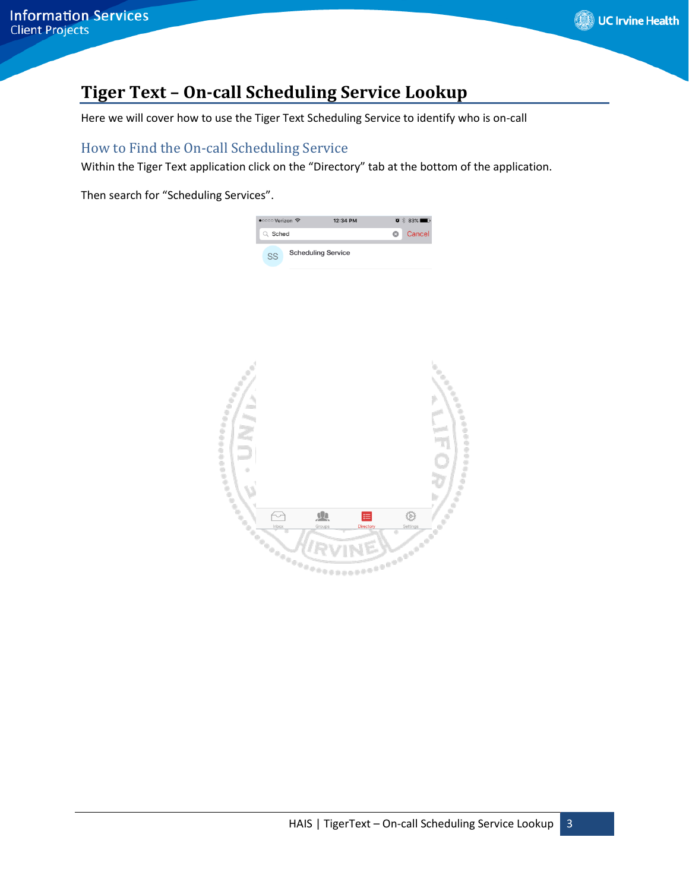# Tiger Text – On-call Scheduling Service Lookup

Here we will cover how to use the Tiger Text Scheduling Service to identify who is on-call

## How to Find the On-call Scheduling Service

Within the Tiger Text application click on the “Directory” tab at the bottom of the application.

Then search for “Scheduling Services”.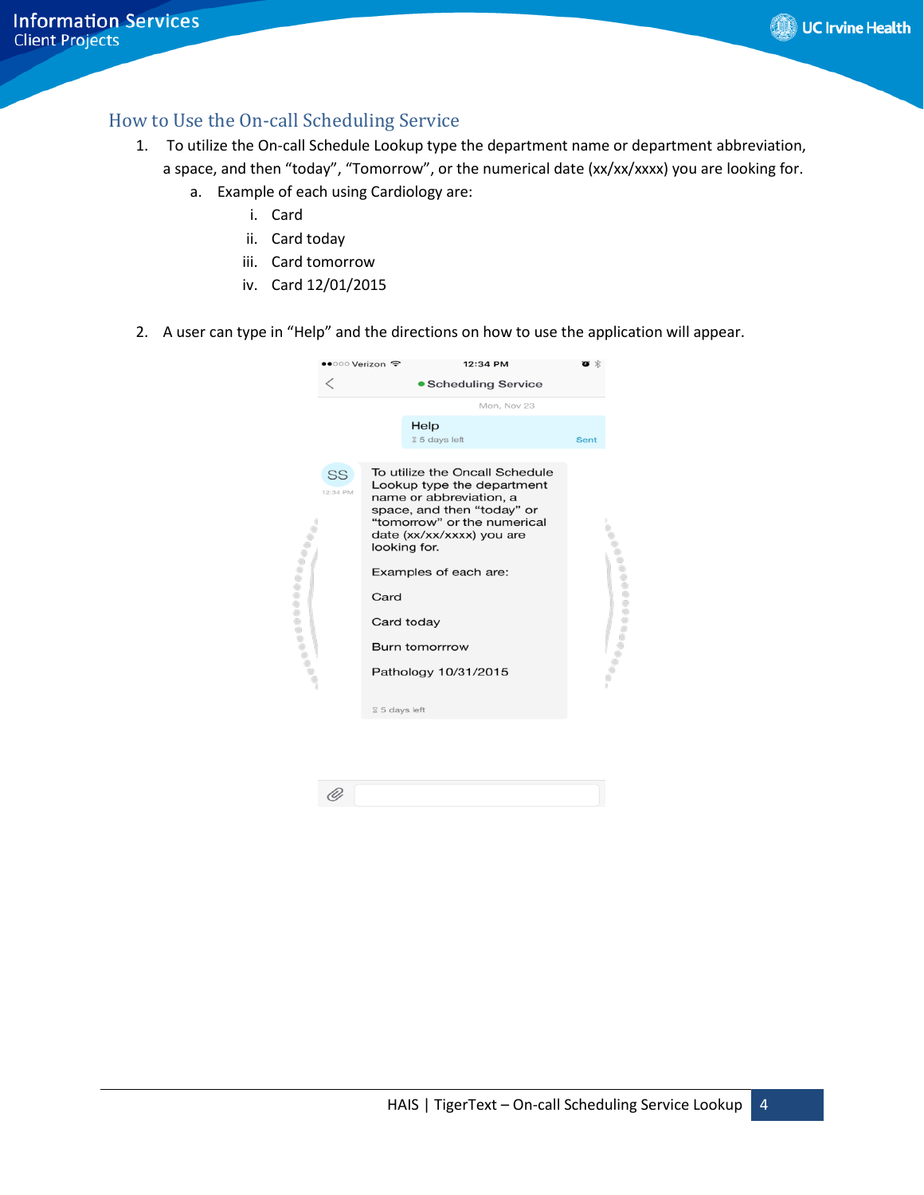## How to Use the On-call Scheduling Service

1. To utilize the On-call Schedule Lookup type the department name or department abbreviation, a space, and then "today", "Tomorrow", or the numerical date (xx/xx/xxxx) you are looking for.
   a. Example of each using Cardiology are:
      i. Card
      ii. Card today
      iii. Card tomorrow
      iv. Card 12/01/2015

2. A user can type in "Help" and the directions on how to use the application will appear.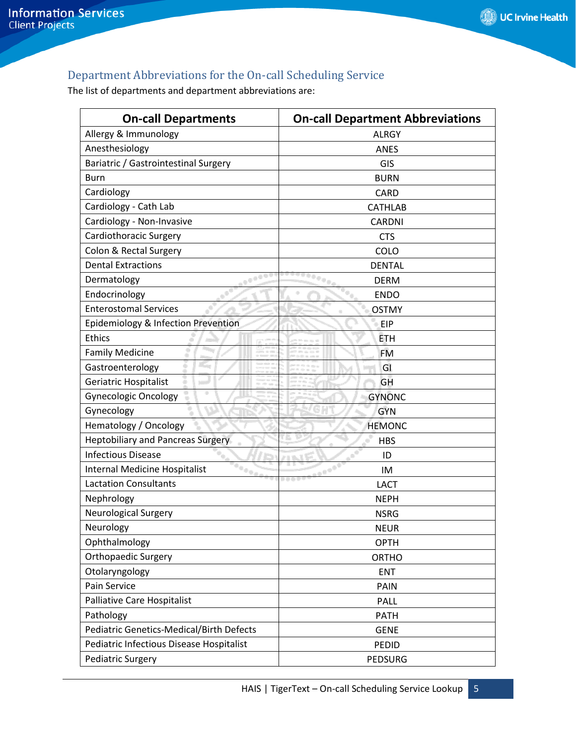## Department Abbreviations for the On-call Scheduling Service

The list of departments and department abbreviations are:

| On-call Departments | On-call Department Abbreviations |
|---|---|
| Allergy & Immunology | ALRGY |
| Anesthesiology | ANES |
| Bariatric / Gastrointestinal Surgery | GIS |
| Burn | BURN |
| Cardiology | CARD |
| Cardiology - Cath Lab | CATHLAB |
| Cardiology - Non-Invasive | CARDNI |
| Cardiothoracic Surgery | CTS |
| Colon & Rectal Surgery | COLO |
| Dental Extractions | DENTAL |
| Dermatology | DERM |
| Endocrinology | ENDO |
| Enterostomal Services | OSTMY |
| Epidemiology & Infection Prevention | EIP |
| Ethics | ETH |
| Family Medicine | FM |
| Gastroenterology | GI |
| Geriatric Hospitalist | GH |
| Gynecologic Oncology | GYNONC |
| Gynecology | GYN |
| Hematology / Oncology | HEMONC |
| Heptobiliary and Pancreas Surgery | HBS |
| Infectious Disease | ID |
| Internal Medicine Hospitalist | IM |
| Lactation Consultants | LACT |
| Nephrology | NEPH |
| Neurological Surgery | NSRG |
| Neurology | NEUR |
| Ophthalmology | OPTH |
| Orthopaedic Surgery | ORTHO |
| Otolaryngology | ENT |
| Pain Service | PAIN |
| Palliative Care Hospitalist | PALL |
| Pathology | PATH |
| Pediatric Genetics-Medical/Birth Defects | GENE |
| Pediatric Infectious Disease Hospitalist | PEDID |
| Pediatric Surgery | PEDSURG |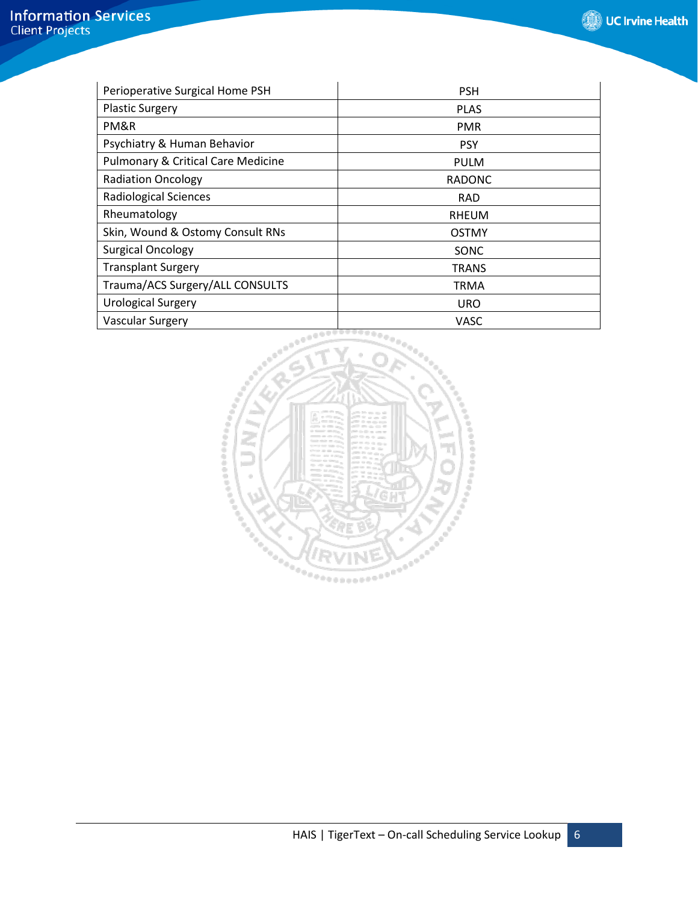| | |
|---|---|
| Perioperative Surgical Home PSH | PSH |
| Plastic Surgery | PLAS |
| PM&R | PMR |
| Psychiatry & Human Behavior | PSY |
| Pulmonary & Critical Care Medicine | PULM |
| Radiation Oncology | RADONC |
| Radiological Sciences | RAD |
| Rheumatology | RHEUM |
| Skin, Wound & Ostomy Consult RNs | OSTMY |
| Surgical Oncology | SONC |
| Transplant Surgery | TRANS |
| Trauma/ACS Surgery/ALL CONSULTS | TRMA |
| Urological Surgery | URO |
| Vascular Surgery | VASC |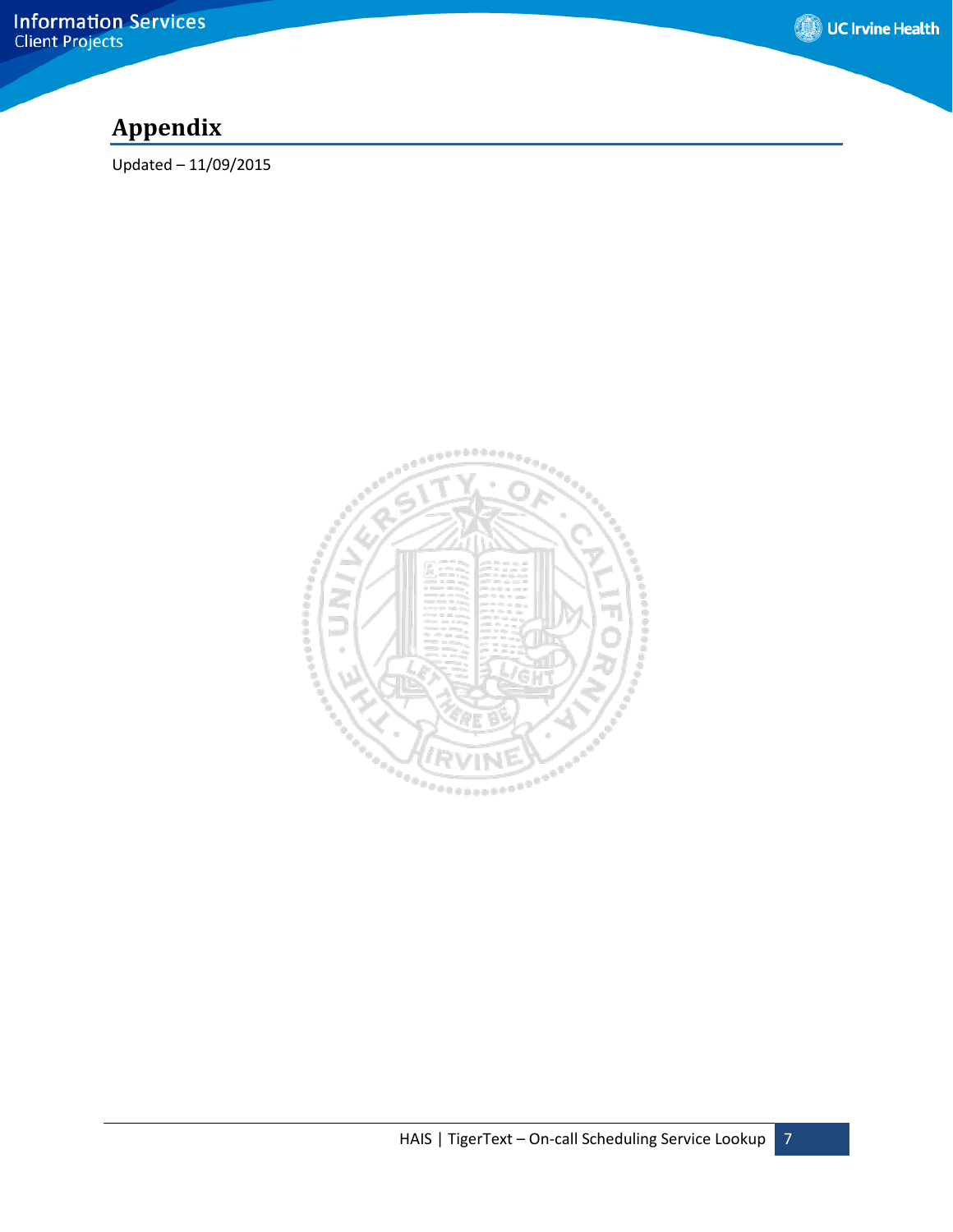# Appendix

Updated – 11/09/2015